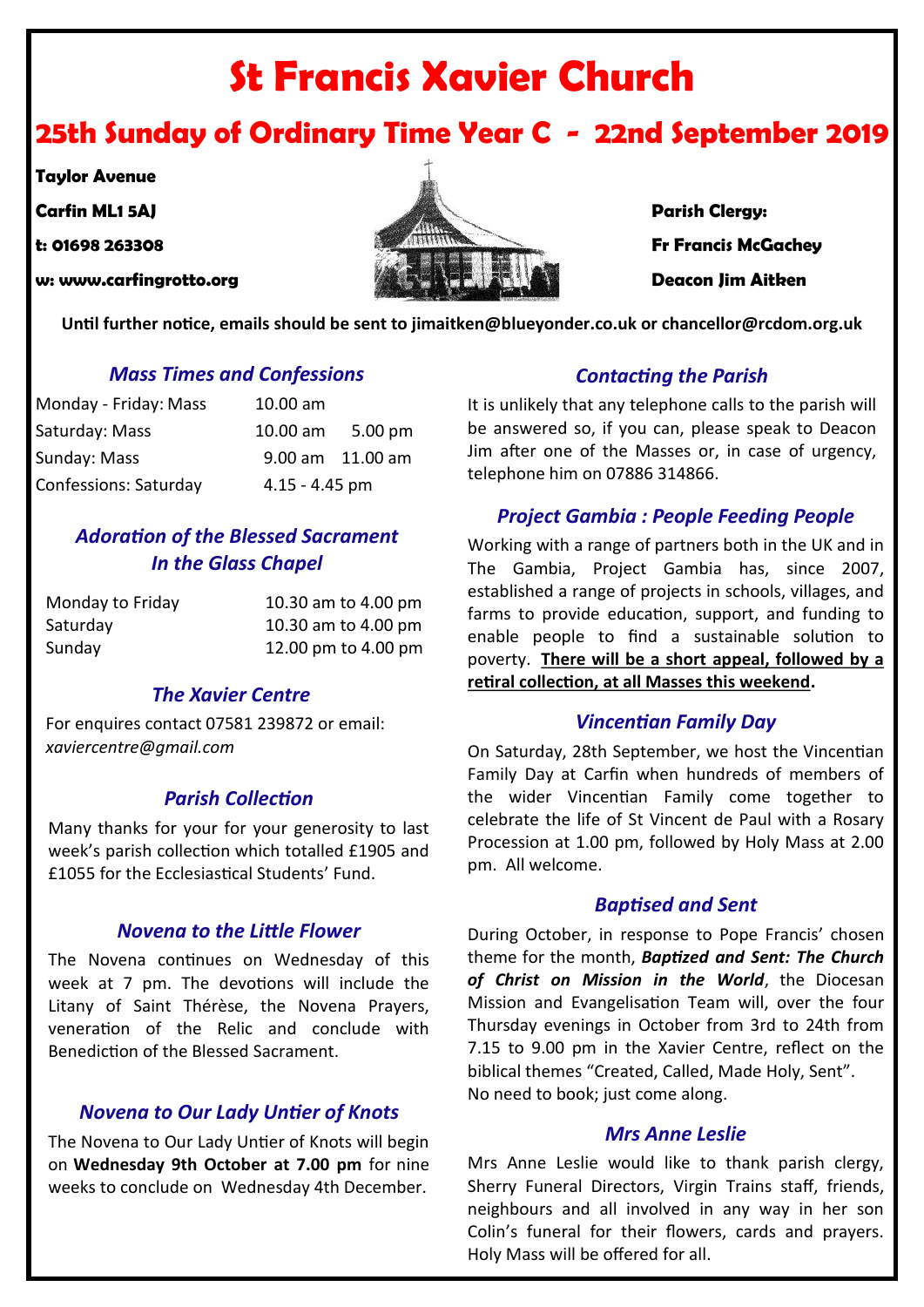# St Francis Xavier Church

## 25th Sunday of Ordinary Time Year C - 22nd September 2019

**Taylor Avenue**

**Carfin ML1 5AJ**

**t: 01698 263308**

**w: www.carfingrotto.org**

**Parish Clergy:**

**Fr Francis McGachey**

**Deacon Jim Aitken**

**Until further notice, emails should be sent to jimaitken@blueyonder.co.uk or chancellor@rcdom.org.uk**

### *Mass Times and Confessions*

| | | |
|---|---|---|
| Monday - Friday: Mass | 10.00 am | |
| Saturday: Mass | 10.00 am | 5.00 pm |
| Sunday: Mass | 9.00 am | 11.00 am |
| Confessions: Saturday | 4.15 - 4.45 pm | |

### *Adoration of the Blessed Sacrament In the Glass Chapel*

| | |
|---|---|
| Monday to Friday | 10.30 am to 4.00 pm |
| Saturday | 10.30 am to 4.00 pm |
| Sunday | 12.00 pm to 4.00 pm |

### *The Xavier Centre*

For enquires contact 07581 239872 or email: *xaviercentre@gmail.com*

### *Parish Collection*

Many thanks for your for your generosity to last week's parish collection which totalled £1905 and £1055 for the Ecclesiastical Students' Fund.

### *Novena to the Little Flower*

The Novena continues on Wednesday of this week at 7 pm. The devotions will include the Litany of Saint Thérèse, the Novena Prayers, veneration of the Relic and conclude with Benediction of the Blessed Sacrament.

### *Novena to Our Lady Untier of Knots*

The Novena to Our Lady Untier of Knots will begin on **Wednesday 9th October at 7.00 pm** for nine weeks to conclude on Wednesday 4th December.

### *Contacting the Parish*

It is unlikely that any telephone calls to the parish will be answered so, if you can, please speak to Deacon Jim after one of the Masses or, in case of urgency, telephone him on 07886 314866.

### *Project Gambia : People Feeding People*

Working with a range of partners both in the UK and in The Gambia, Project Gambia has, since 2007, established a range of projects in schools, villages, and farms to provide education, support, and funding to enable people to find a sustainable solution to poverty. **There will be a short appeal, followed by a retiral collection, at all Masses this weekend.**

### *Vincentian Family Day*

On Saturday, 28th September, we host the Vincentian Family Day at Carfin when hundreds of members of the wider Vincentian Family come together to celebrate the life of St Vincent de Paul with a Rosary Procession at 1.00 pm, followed by Holy Mass at 2.00 pm. All welcome.

### *Baptised and Sent*

During October, in response to Pope Francis' chosen theme for the month, ***Baptized and Sent: The Church of Christ on Mission in the World***, the Diocesan Mission and Evangelisation Team will, over the four Thursday evenings in October from 3rd to 24th from 7.15 to 9.00 pm in the Xavier Centre, reflect on the biblical themes "Created, Called, Made Holy, Sent".
No need to book; just come along.

### *Mrs Anne Leslie*

Mrs Anne Leslie would like to thank parish clergy, Sherry Funeral Directors, Virgin Trains staff, friends, neighbours and all involved in any way in her son Colin's funeral for their flowers, cards and prayers. Holy Mass will be offered for all.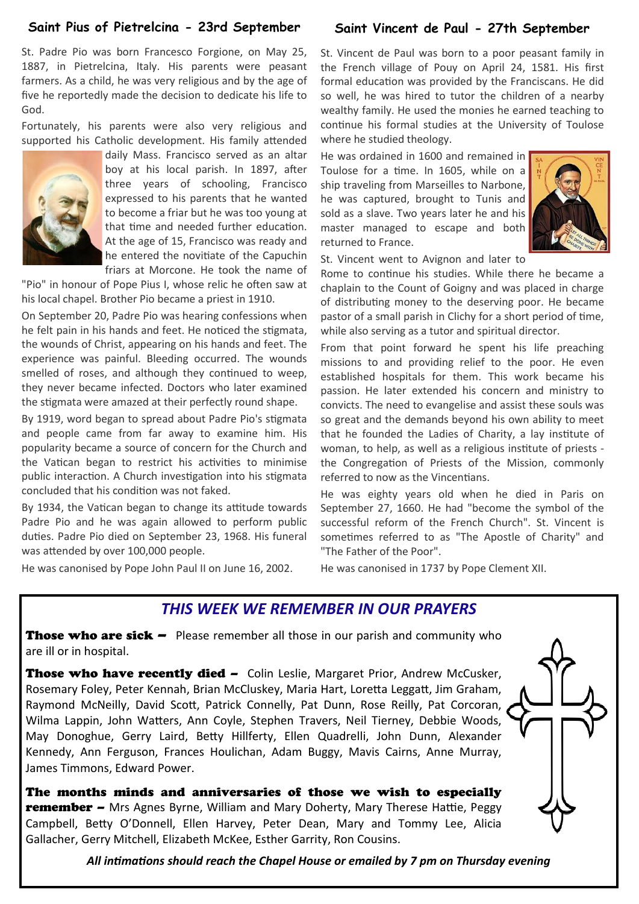## Saint Pius of Pietrelcina - 23rd September

St. Padre Pio was born Francesco Forgione, on May 25, 1887, in Pietrelcina, Italy. His parents were peasant farmers. As a child, he was very religious and by the age of five he reportedly made the decision to dedicate his life to God.

Fortunately, his parents were also very religious and supported his Catholic development. His family attended daily Mass. Francisco served as an altar boy at his local parish. In 1897, after three years of schooling, Francisco expressed to his parents that he wanted to become a friar but he was too young at that time and needed further education. At the age of 15, Francisco was ready and he entered the novitiate of the Capuchin friars at Morcone. He took the name of "Pio" in honour of Pope Pius I, whose relic he often saw at his local chapel. Brother Pio became a priest in 1910.

On September 20, Padre Pio was hearing confessions when he felt pain in his hands and feet. He noticed the stigmata, the wounds of Christ, appearing on his hands and feet. The experience was painful. Bleeding occurred. The wounds smelled of roses, and although they continued to weep, they never became infected. Doctors who later examined the stigmata were amazed at their perfectly round shape.

By 1919, word began to spread about Padre Pio's stigmata and people came from far away to examine him. His popularity became a source of concern for the Church and the Vatican began to restrict his activities to minimise public interaction. A Church investigation into his stigmata concluded that his condition was not faked.

By 1934, the Vatican began to change its attitude towards Padre Pio and he was again allowed to perform public duties. Padre Pio died on September 23, 1968. His funeral was attended by over 100,000 people.

He was canonised by Pope John Paul II on June 16, 2002.

## Saint Vincent de Paul - 27th September

St. Vincent de Paul was born to a poor peasant family in the French village of Pouy on April 24, 1581. His first formal education was provided by the Franciscans. He did so well, he was hired to tutor the children of a nearby wealthy family. He used the monies he earned teaching to continue his formal studies at the University of Toulose where he studied theology.

He was ordained in 1600 and remained in Toulose for a time. In 1605, while on a ship traveling from Marseilles to Narbone, he was captured, brought to Tunis and sold as a slave. Two years later he and his master managed to escape and both returned to France.

St. Vincent went to Avignon and later to Rome to continue his studies. While there he became a chaplain to the Count of Goigny and was placed in charge of distributing money to the deserving poor. He became pastor of a small parish in Clichy for a short period of time, while also serving as a tutor and spiritual director.

From that point forward he spent his life preaching missions to and providing relief to the poor. He even established hospitals for them. This work became his passion. He later extended his concern and ministry to convicts. The need to evangelise and assist these souls was so great and the demands beyond his own ability to meet that he founded the Ladies of Charity, a lay institute of woman, to help, as well as a religious institute of priests - the Congregation of Priests of the Mission, commonly referred to now as the Vincentians.

He was eighty years old when he died in Paris on September 27, 1660. He had "become the symbol of the successful reform of the French Church". St. Vincent is sometimes referred to as "The Apostle of Charity" and "The Father of the Poor".

He was canonised in 1737 by Pope Clement XII.

## *THIS WEEK WE REMEMBER IN OUR PRAYERS*

**Those who are sick –** Please remember all those in our parish and community who are ill or in hospital.

**Those who have recently died –** Colin Leslie, Margaret Prior, Andrew McCusker, Rosemary Foley, Peter Kennah, Brian McCluskey, Maria Hart, Loretta Leggatt, Jim Graham, Raymond McNeilly, David Scott, Patrick Connelly, Pat Dunn, Rose Reilly, Pat Corcoran, Wilma Lappin, John Watters, Ann Coyle, Stephen Travers, Neil Tierney, Debbie Woods, May Donoghue, Gerry Laird, Betty Hillferty, Ellen Quadrelli, John Dunn, Alexander Kennedy, Ann Ferguson, Frances Houlichan, Adam Buggy, Mavis Cairns, Anne Murray, James Timmons, Edward Power.

**The months minds and anniversaries of those we wish to especially remember –** Mrs Agnes Byrne, William and Mary Doherty, Mary Therese Hattie, Peggy Campbell, Betty O'Donnell, Ellen Harvey, Peter Dean, Mary and Tommy Lee, Alicia Gallacher, Gerry Mitchell, Elizabeth McKee, Esther Garrity, Ron Cousins.

***All intimations should reach the Chapel House or emailed by 7 pm on Thursday evening***